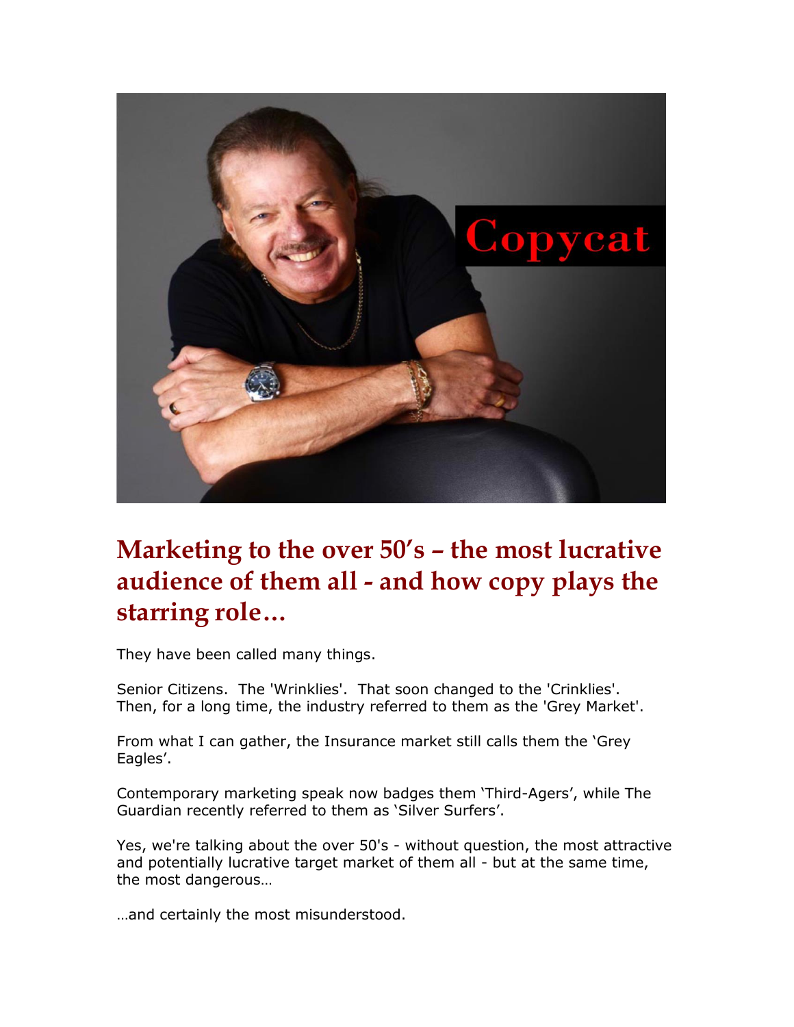# Marketing to the over 50's – the most lucrative audience of them all - and how copy plays the starring role…

They have been called many things.

Senior Citizens. The 'Wrinklies'. That soon changed to the 'Crinklies'. Then, for a long time, the industry referred to them as the 'Grey Market'.

From what I can gather, the Insurance market still calls them the 'Grey Eagles'.

Contemporary marketing speak now badges them 'Third-Agers', while The Guardian recently referred to them as 'Silver Surfers'.

Yes, we're talking about the over 50's - without question, the most attractive and potentially lucrative target market of them all - but at the same time, the most dangerous…

…and certainly the most misunderstood.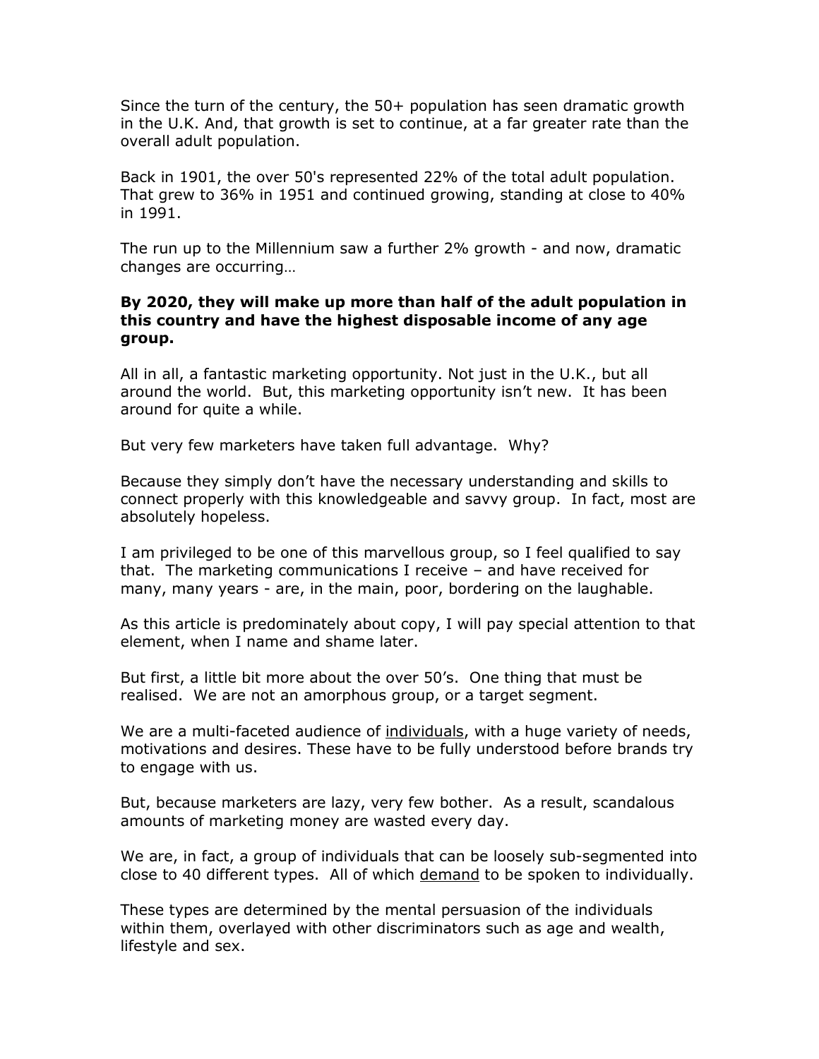Since the turn of the century, the 50+ population has seen dramatic growth in the U.K. And, that growth is set to continue, at a far greater rate than the overall adult population.

Back in 1901, the over 50's represented 22% of the total adult population. That grew to 36% in 1951 and continued growing, standing at close to 40% in 1991.

The run up to the Millennium saw a further 2% growth - and now, dramatic changes are occurring…

**By 2020, they will make up more than half of the adult population in this country and have the highest disposable income of any age group.**

All in all, a fantastic marketing opportunity. Not just in the U.K., but all around the world. But, this marketing opportunity isn't new. It has been around for quite a while.

But very few marketers have taken full advantage. Why?

Because they simply don't have the necessary understanding and skills to connect properly with this knowledgeable and savvy group. In fact, most are absolutely hopeless.

I am privileged to be one of this marvellous group, so I feel qualified to say that. The marketing communications I receive – and have received for many, many years - are, in the main, poor, bordering on the laughable.

As this article is predominately about copy, I will pay special attention to that element, when I name and shame later.

But first, a little bit more about the over 50's. One thing that must be realised. We are not an amorphous group, or a target segment.

We are a multi-faceted audience of <u>individuals</u>, with a huge variety of needs, motivations and desires. These have to be fully understood before brands try to engage with us.

But, because marketers are lazy, very few bother. As a result, scandalous amounts of marketing money are wasted every day.

We are, in fact, a group of individuals that can be loosely sub-segmented into close to 40 different types. All of which <u>demand</u> to be spoken to individually.

These types are determined by the mental persuasion of the individuals within them, overlayed with other discriminators such as age and wealth, lifestyle and sex.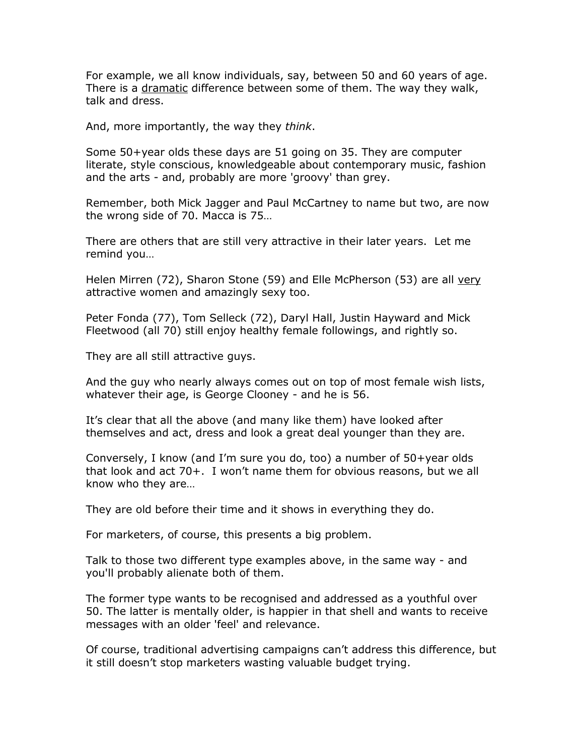For example, we all know individuals, say, between 50 and 60 years of age. There is a <u>dramatic</u> difference between some of them. The way they walk, talk and dress.

And, more importantly, the way they *think*.

Some 50+year olds these days are 51 going on 35. They are computer literate, style conscious, knowledgeable about contemporary music, fashion and the arts - and, probably are more 'groovy' than grey.

Remember, both Mick Jagger and Paul McCartney to name but two, are now the wrong side of 70. Macca is 75…

There are others that are still very attractive in their later years. Let me remind you…

Helen Mirren (72), Sharon Stone (59) and Elle McPherson (53) are all <u>very</u> attractive women and amazingly sexy too.

Peter Fonda (77), Tom Selleck (72), Daryl Hall, Justin Hayward and Mick Fleetwood (all 70) still enjoy healthy female followings, and rightly so.

They are all still attractive guys.

And the guy who nearly always comes out on top of most female wish lists, whatever their age, is George Clooney - and he is 56.

It's clear that all the above (and many like them) have looked after themselves and act, dress and look a great deal younger than they are.

Conversely, I know (and I'm sure you do, too) a number of 50+year olds that look and act 70+. I won't name them for obvious reasons, but we all know who they are…

They are old before their time and it shows in everything they do.

For marketers, of course, this presents a big problem.

Talk to those two different type examples above, in the same way - and you'll probably alienate both of them.

The former type wants to be recognised and addressed as a youthful over 50. The latter is mentally older, is happier in that shell and wants to receive messages with an older 'feel' and relevance.

Of course, traditional advertising campaigns can't address this difference, but it still doesn't stop marketers wasting valuable budget trying.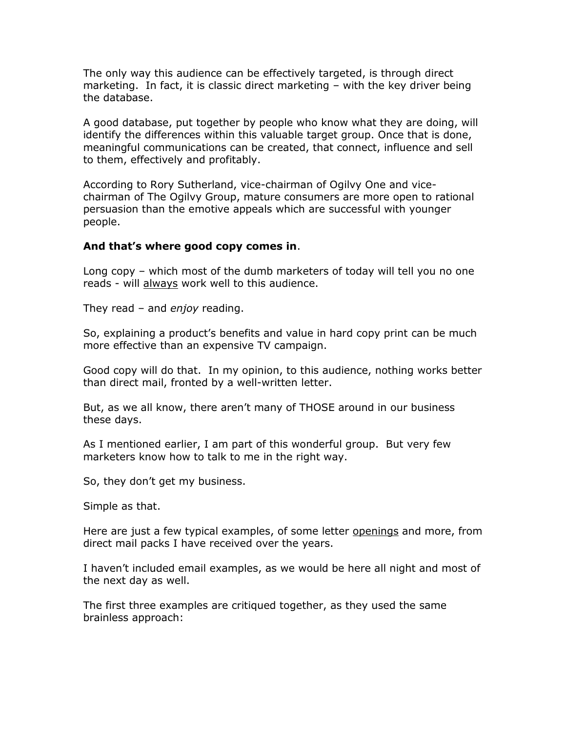The only way this audience can be effectively targeted, is through direct marketing. In fact, it is classic direct marketing – with the key driver being the database.

A good database, put together by people who know what they are doing, will identify the differences within this valuable target group. Once that is done, meaningful communications can be created, that connect, influence and sell to them, effectively and profitably.

According to Rory Sutherland, vice-chairman of Ogilvy One and vice-chairman of The Ogilvy Group, mature consumers are more open to rational persuasion than the emotive appeals which are successful with younger people.

**And that's where good copy comes in**.

Long copy – which most of the dumb marketers of today will tell you no one reads - will <u>always</u> work well to this audience.

They read – and *enjoy* reading.

So, explaining a product's benefits and value in hard copy print can be much more effective than an expensive TV campaign.

Good copy will do that. In my opinion, to this audience, nothing works better than direct mail, fronted by a well-written letter.

But, as we all know, there aren't many of THOSE around in our business these days.

As I mentioned earlier, I am part of this wonderful group. But very few marketers know how to talk to me in the right way.

So, they don't get my business.

Simple as that.

Here are just a few typical examples, of some letter <u>openings</u> and more, from direct mail packs I have received over the years.

I haven't included email examples, as we would be here all night and most of the next day as well.

The first three examples are critiqued together, as they used the same brainless approach: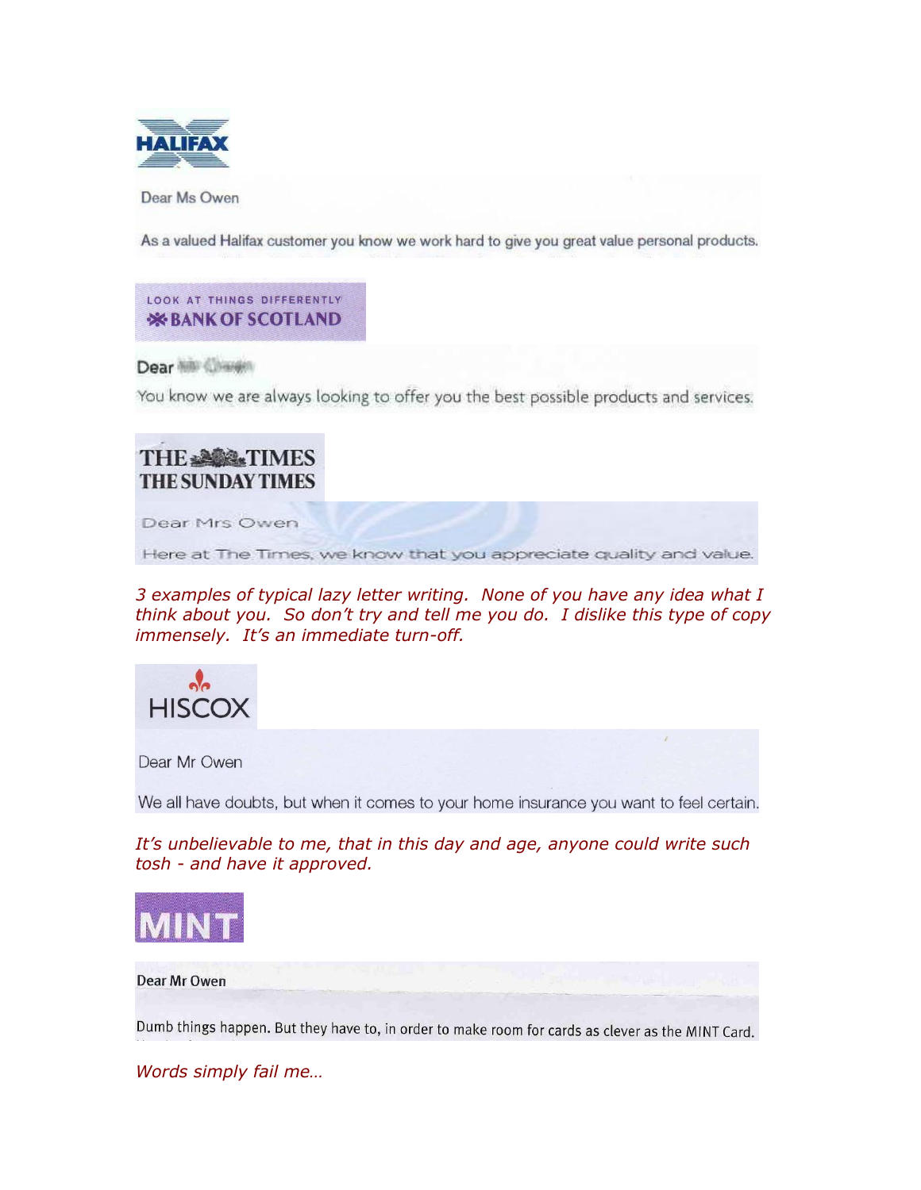HALIFAX

Dear Ms Owen

As a valued Halifax customer you know we work hard to give you great value personal products.

LOOK AT THINGS DIFFERENTLY
BANK OF SCOTLAND

Dear

You know we are always looking to offer you the best possible products and services.

THE TIMES
THE SUNDAY TIMES

Dear Mrs Owen

Here at The Times, we know that you appreciate quality and value.

*3 examples of typical lazy letter writing. None of you have any idea what I think about you. So don't try and tell me you do. I dislike this type of copy immensely. It's an immediate turn-off.*

HISCOX

Dear Mr Owen

We all have doubts, but when it comes to your home insurance you want to feel certain.

*It's unbelievable to me, that in this day and age, anyone could write such tosh - and have it approved.*

MINT

Dear Mr Owen

Dumb things happen. But they have to, in order to make room for cards as clever as the MINT Card.

*Words simply fail me…*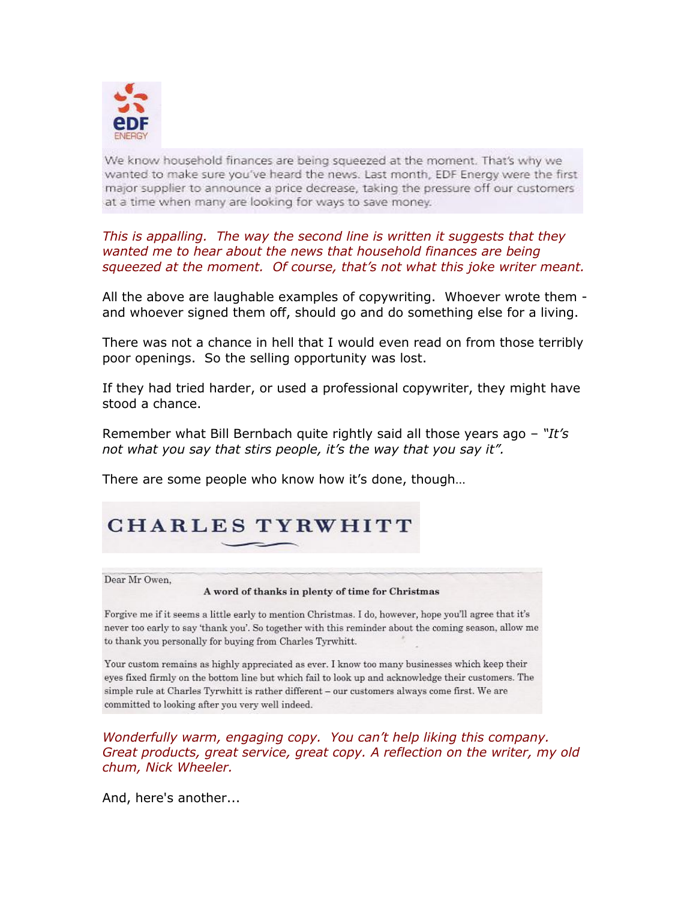EDF ENERGY

We know household finances are being squeezed at the moment. That's why we wanted to make sure you've heard the news. Last month, EDF Energy were the first major supplier to announce a price decrease, taking the pressure off our customers at a time when many are looking for ways to save money.

*This is appalling. The way the second line is written it suggests that they wanted me to hear about the news that household finances are being squeezed at the moment. Of course, that's not what this joke writer meant.*

All the above are laughable examples of copywriting. Whoever wrote them - and whoever signed them off, should go and do something else for a living.

There was not a chance in hell that I would even read on from those terribly poor openings. So the selling opportunity was lost.

If they had tried harder, or used a professional copywriter, they might have stood a chance.

Remember what Bill Bernbach quite rightly said all those years ago – *"It's not what you say that stirs people, it's the way that you say it".*

There are some people who know how it's done, though…

CHARLES TYRWHITT

Dear Mr Owen,

**A word of thanks in plenty of time for Christmas**

Forgive me if it seems a little early to mention Christmas. I do, however, hope you'll agree that it's never too early to say 'thank you'. So together with this reminder about the coming season, allow me to thank you personally for buying from Charles Tyrwhitt.

Your custom remains as highly appreciated as ever. I know too many businesses which keep their eyes fixed firmly on the bottom line but which fail to look up and acknowledge their customers. The simple rule at Charles Tyrwhitt is rather different – our customers always come first. We are committed to looking after you very well indeed.

*Wonderfully warm, engaging copy. You can't help liking this company. Great products, great service, great copy. A reflection on the writer, my old chum, Nick Wheeler.*

And, here's another...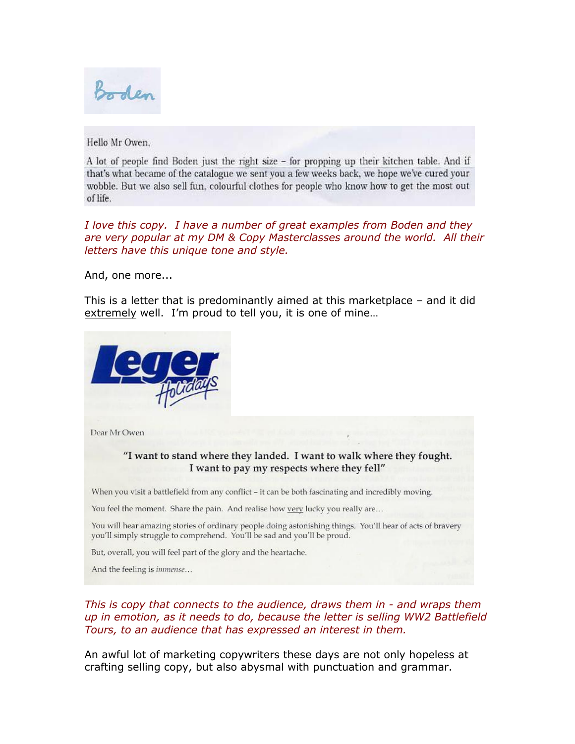Boden

Hello Mr Owen,

A lot of people find Boden just the right size – for propping up their kitchen table. And if that's what became of the catalogue we sent you a few weeks back, we hope we've cured your wobble. But we also sell fun, colourful clothes for people who know how to get the most out of life.

*I love this copy. I have a number of great examples from Boden and they are very popular at my DM & Copy Masterclasses around the world. All their letters have this unique tone and style.*

And, one more...

This is a letter that is predominantly aimed at this marketplace – and it did extremely well. I'm proud to tell you, it is one of mine…

Leger Holidays

Dear Mr Owen

**"I want to stand where they landed. I want to walk where they fought. I want to pay my respects where they fell"**

When you visit a battlefield from any conflict – it can be both fascinating and incredibly moving.

You feel the moment. Share the pain. And realise how very lucky you really are…

You will hear amazing stories of ordinary people doing astonishing things. You'll hear of acts of bravery you'll simply struggle to comprehend. You'll be sad and you'll be proud.

But, overall, you will feel part of the glory and the heartache.

And the feeling is *immense*…

*This is copy that connects to the audience, draws them in - and wraps them up in emotion, as it needs to do, because the letter is selling WW2 Battlefield Tours, to an audience that has expressed an interest in them.*

An awful lot of marketing copywriters these days are not only hopeless at crafting selling copy, but also abysmal with punctuation and grammar.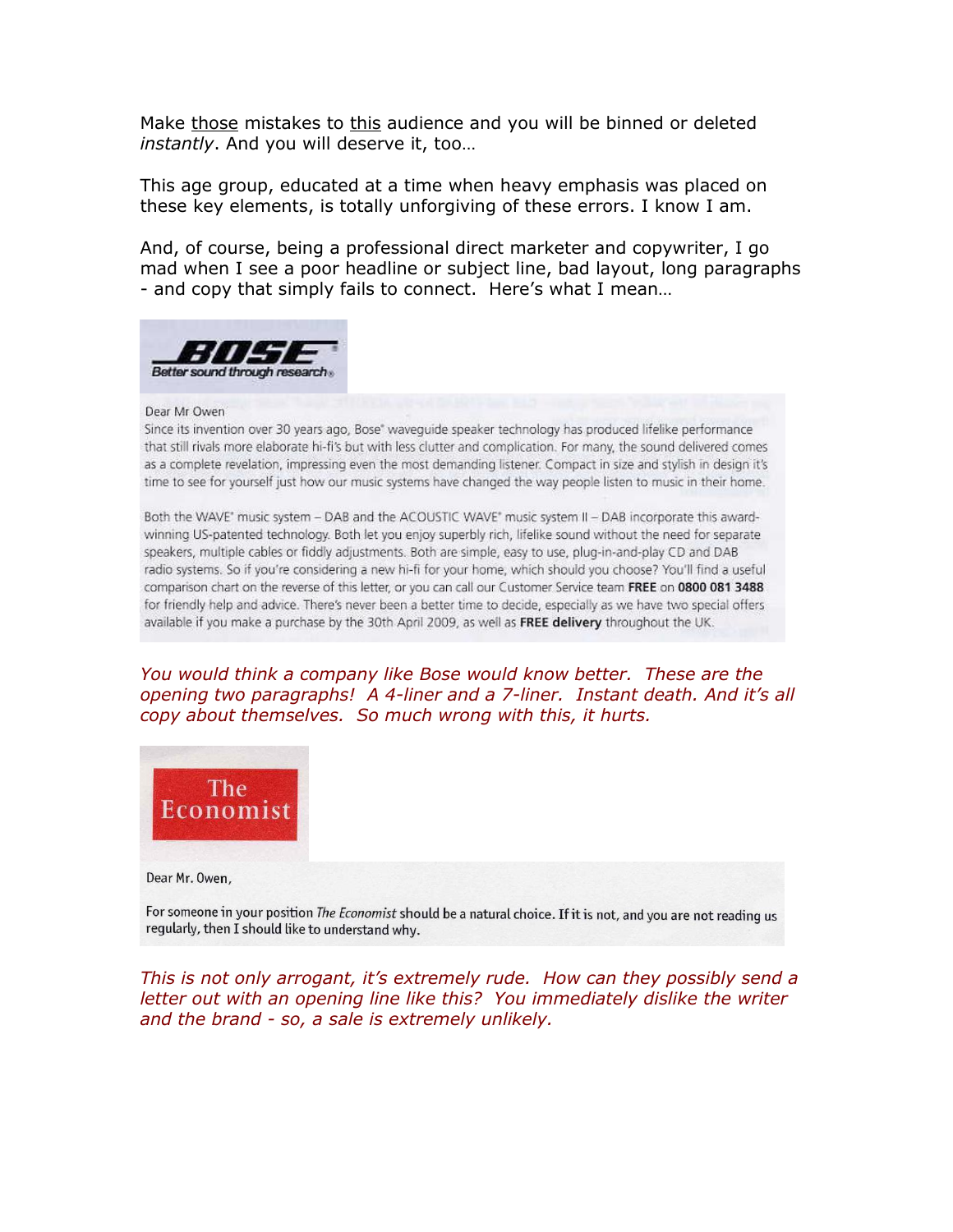Make <u>those</u> mistakes to <u>this</u> audience and you will be binned or deleted *instantly*. And you will deserve it, too…

This age group, educated at a time when heavy emphasis was placed on these key elements, is totally unforgiving of these errors. I know I am.

And, of course, being a professional direct marketer and copywriter, I go mad when I see a poor headline or subject line, bad layout, long paragraphs - and copy that simply fails to connect. Here's what I mean…

**BOSE**
Better sound through research®

Dear Mr Owen

Since its invention over 30 years ago, Bose® waveguide speaker technology has produced lifelike performance that still rivals more elaborate hi-fi's but with less clutter and complication. For many, the sound delivered comes as a complete revelation, impressing even the most demanding listener. Compact in size and stylish in design it's time to see for yourself just how our music systems have changed the way people listen to music in their home.

Both the WAVE® music system – DAB and the ACOUSTIC WAVE® music system II – DAB incorporate this award-winning US-patented technology. Both let you enjoy superbly rich, lifelike sound without the need for separate speakers, multiple cables or fiddly adjustments. Both are simple, easy to use, plug-in-and-play CD and DAB radio systems. So if you're considering a new hi-fi for your home, which should you choose? You'll find a useful comparison chart on the reverse of this letter, or you can call our Customer Service team **FREE** on **0800 081 3488** for friendly help and advice. There's never been a better time to decide, especially as we have two special offers available if you make a purchase by the 30th April 2009, as well as **FREE delivery** throughout the UK.

*You would think a company like Bose would know better. These are the opening two paragraphs! A 4-liner and a 7-liner. Instant death. And it's all copy about themselves. So much wrong with this, it hurts.*

**The Economist**

Dear Mr. Owen,

For someone in your position *The Economist* should be a natural choice. If it is not, and you are not reading us regularly, then I should like to understand why.

*This is not only arrogant, it's extremely rude. How can they possibly send a letter out with an opening line like this? You immediately dislike the writer and the brand - so, a sale is extremely unlikely.*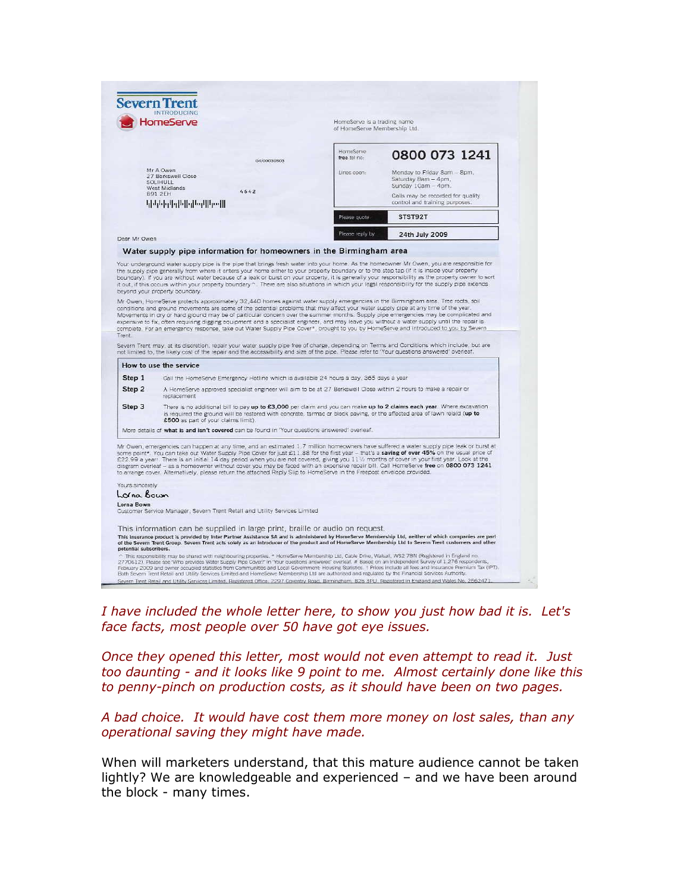**Severn Trent**
INTRODUCING
**HomeServe**

HomeServe is a trading name of HomeServe Membership Ltd.

Mr A Owen
27 Berkswell Close
SOLIHULL
West Midlands
B91 2EH

04/00030503

4642

| HomeServe free tel no: | 0800 073 1241 |
|---|---|
| Lines open: | Monday to Friday 8am – 8pm, Saturday 8am – 4pm, Sunday 10am – 4pm. Calls may be recorded for quality control and training purposes. |
| Please quote | STST92T |
| Please reply by | 24th July 2009 |

Dear Mr Owen

**Water supply pipe information for homeowners in the Birmingham area**

Your underground water supply pipe is the pipe that brings fresh water into your home. As the homeowner Mr Owen, you are responsible for the supply pipe generally from where it enters your property boundary or to the stop tap (if it is inside your property boundary). If you are without water because of a leak or burst on your property, it is generally your responsibility as the property owner to sort it out, if this occurs within your property boundary^. There are also situations in which your legal responsibility for the supply pipe extends beyond your property boundary.

Mr Owen, HomeServe protects approximately 32,440 homes against water supply emergencies in the Birmingham area. Tree roots, soil conditions and ground movements are some of the potential problems that may affect your water supply pipe at any time of the year. Movements in dry or hard ground may be of particular concern over the summer months. Supply pipe emergencies may be complicated and expensive to fix, often requiring digging equipment and a specialist engineer, and may leave you without a water supply until the repair is complete. For an emergency response, take out Water Supply Pipe Cover*, brought to you by HomeServe and introduced to you by Severn Trent.

Severn Trent may, at its discretion, repair your water supply pipe free of charge, depending on Terms and Conditions which include, but are not limited to, the likely cost of the repair and the accessibility and size of the pipe. Please refer to 'Your questions answered' overleaf.

**How to use the service**

| | |
|---|---|
| **Step 1** | Call the HomeServe Emergency Hotline which is available 24 hours a day, 365 days a year |
| **Step 2** | A HomeServe approved specialist engineer will aim to be at 27 Berkswell Close within 2 hours to make a repair or replacement |
| **Step 3** | There is no additional bill to pay **up to £3,000** per claim and you can make **up to 2 claims each year**. Where excavation is required the ground will be restored with concrete, tarmac or block paving, or the affected area of lawn relaid (**up to £500** as part of your claims limit). |

More details of **what is and isn't covered** can be found in 'Your questions answered' overleaf.

Mr Owen, emergencies can happen at any time, and an estimated 1.7 million homeowners have suffered a water supply pipe leak or burst at some point#. You can take out Water Supply Pipe Cover for just £11.88 for the first year – that's a **saving of over 45%** on the usual price of £22.99 a year†. There is an initial 14 day period when you are not covered, giving you 11½ months of cover in your first year. Look at the diagram overleaf – as a homeowner without cover you may be faced with an expensive repair bill. Call HomeServe **free** on **0800 073 1241** to arrange cover. Alternatively, please return the attached Reply Slip to HomeServe in the Freepost envelope provided.

Yours sincerely

Lorna Bown

**Lorna Bown**
Customer Service Manager, Severn Trent Retail and Utility Services Limited

This information can be supplied in large print, braille or audio on request.

**This insurance product is provided by Inter Partner Assistance SA and is administered by HomeServe Membership Ltd, neither of which companies are part of the Severn Trent Group. Severn Trent acts solely as an introducer of the product and of HomeServe Membership Ltd to Severn Trent customers and other potential subscribers.**

^ This responsibility may be shared with neighbouring properties. * HomeServe Membership Ltd, Cable Drive, Walsall, WS2 7BN (Registered in England no. 2770612). Please see 'Who provides Water Supply Pipe Cover?' in 'Your questions answered' overleaf. # Based on an independent Survey of 1,276 respondents, February 2009 and owner occupied statistics from Communities and Local Government: Housing Statistics. † Prices include all fees and Insurance Premium Tax (IPT). Both Severn Trent Retail and Utility Services Limited and HomeServe Membership Ltd are authorised and regulated by the Financial Services Authority.
Severn Trent Retail and Utility Services Limited. Registered Office: 2297 Coventry Road, Birmingham, B26 3PU. Registered in England and Wales No. 2562471.

*I have included the whole letter here, to show you just how bad it is. Let's face facts, most people over 50 have got eye issues.*

*Once they opened this letter, most would not even attempt to read it. Just too daunting - and it looks like 9 point to me. Almost certainly done like this to penny-pinch on production costs, as it should have been on two pages.*

*A bad choice. It would have cost them more money on lost sales, than any operational saving they might have made.*

When will marketers understand, that this mature audience cannot be taken lightly? We are knowledgeable and experienced – and we have been around the block - many times.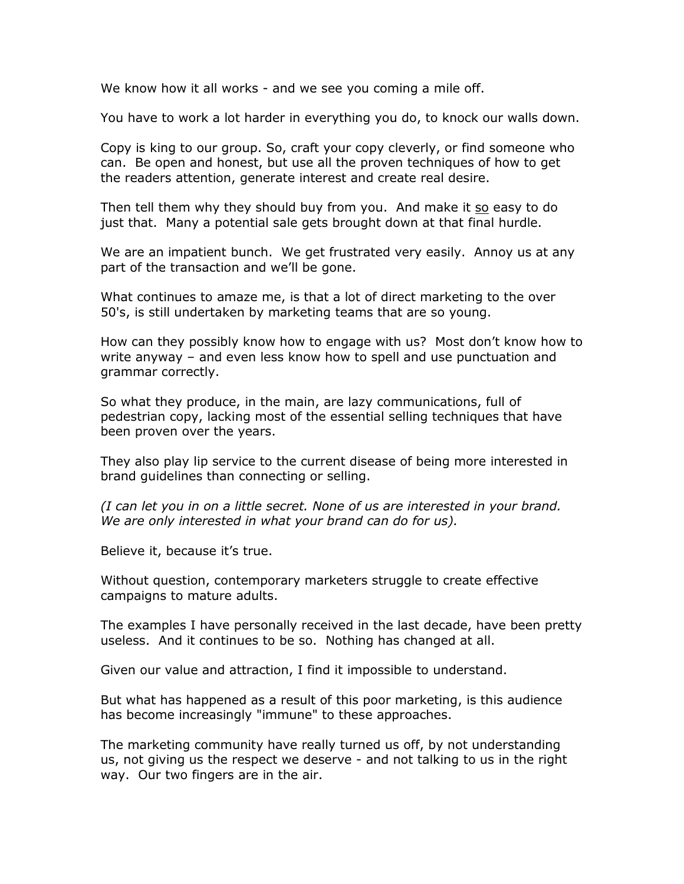We know how it all works - and we see you coming a mile off.

You have to work a lot harder in everything you do, to knock our walls down.

Copy is king to our group. So, craft your copy cleverly, or find someone who can. Be open and honest, but use all the proven techniques of how to get the readers attention, generate interest and create real desire.

Then tell them why they should buy from you. And make it <u>so</u> easy to do just that. Many a potential sale gets brought down at that final hurdle.

We are an impatient bunch. We get frustrated very easily. Annoy us at any part of the transaction and we'll be gone.

What continues to amaze me, is that a lot of direct marketing to the over 50's, is still undertaken by marketing teams that are so young.

How can they possibly know how to engage with us? Most don't know how to write anyway – and even less know how to spell and use punctuation and grammar correctly.

So what they produce, in the main, are lazy communications, full of pedestrian copy, lacking most of the essential selling techniques that have been proven over the years.

They also play lip service to the current disease of being more interested in brand guidelines than connecting or selling.

*(I can let you in on a little secret. None of us are interested in your brand. We are only interested in what your brand can do for us).*

Believe it, because it's true.

Without question, contemporary marketers struggle to create effective campaigns to mature adults.

The examples I have personally received in the last decade, have been pretty useless. And it continues to be so. Nothing has changed at all.

Given our value and attraction, I find it impossible to understand.

But what has happened as a result of this poor marketing, is this audience has become increasingly "immune" to these approaches.

The marketing community have really turned us off, by not understanding us, not giving us the respect we deserve - and not talking to us in the right way. Our two fingers are in the air.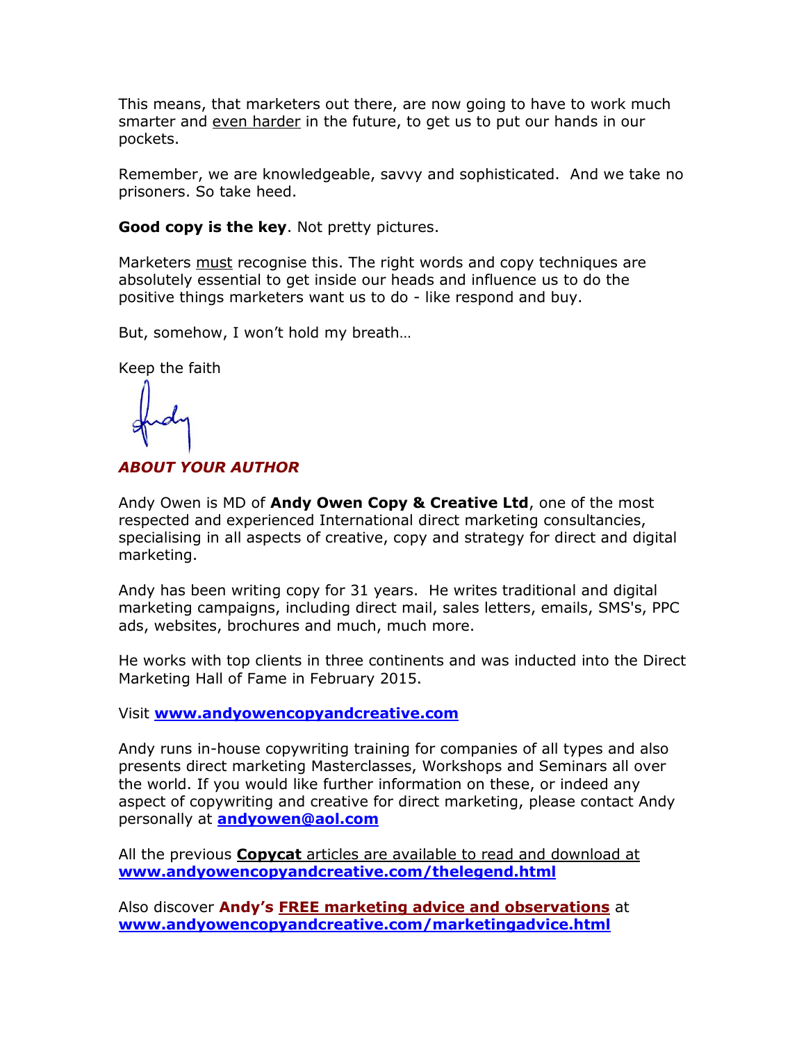This means, that marketers out there, are now going to have to work much smarter and <u>even harder</u> in the future, to get us to put our hands in our pockets.

Remember, we are knowledgeable, savvy and sophisticated. And we take no prisoners. So take heed.

**Good copy is the key**. Not pretty pictures.

Marketers <u>must</u> recognise this. The right words and copy techniques are absolutely essential to get inside our heads and influence us to do the positive things marketers want us to do - like respond and buy.

But, somehow, I won't hold my breath…

Keep the faith

Andy

***ABOUT YOUR AUTHOR***

Andy Owen is MD of **Andy Owen Copy & Creative Ltd**, one of the most respected and experienced International direct marketing consultancies, specialising in all aspects of creative, copy and strategy for direct and digital marketing.

Andy has been writing copy for 31 years. He writes traditional and digital marketing campaigns, including direct mail, sales letters, emails, SMS's, PPC ads, websites, brochures and much, much more.

He works with top clients in three continents and was inducted into the Direct Marketing Hall of Fame in February 2015.

Visit **www.andyowencopyandcreative.com**

Andy runs in-house copywriting training for companies of all types and also presents direct marketing Masterclasses, Workshops and Seminars all over the world. If you would like further information on these, or indeed any aspect of copywriting and creative for direct marketing, please contact Andy personally at **andyowen@aol.com**

All the previous **Copycat** articles are available to read and download at **www.andyowencopyandcreative.com/thelegend.html**

Also discover **Andy's FREE marketing advice and observations** at **www.andyowencopyandcreative.com/marketingadvice.html**